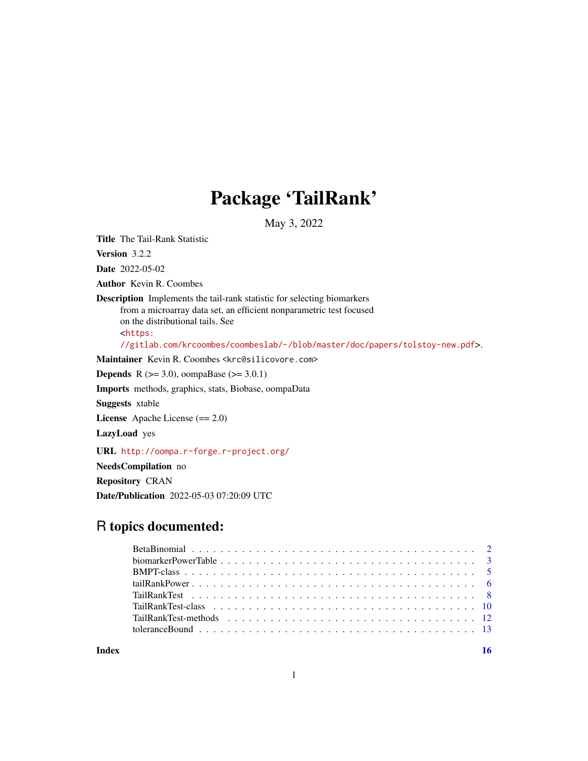# Package 'TailRank'

May 3, 2022

**Title** The Tail-Rank Statistic

**Version** 3.2.2

**Date** 2022-05-02

**Author** Kevin R. Coombes

**Description** Implements the tail-rank statistic for selecting biomarkers from a microarray data set, an efficient nonparametric test focused on the distributional tails. See <https://gitlab.com/krcoombes/coombeslab/-/blob/master/doc/papers/tolstoy-new.pdf>.

**Maintainer** Kevin R. Coombes <krc@silicovore.com>

**Depends** R (>= 3.0), oompaBase (>= 3.0.1)

**Imports** methods, graphics, stats, Biobase, oompaData

**Suggests** xtable

**License** Apache License (== 2.0)

**LazyLoad** yes

**URL** http://oompa.r-forge.r-project.org/

**NeedsCompilation** no

**Repository** CRAN

**Date/Publication** 2022-05-03 07:20:09 UTC

## R topics documented:

- BetaBinomial . . . . . . . . . . . . . . . . . . . . . . . . . . . . . . . . . . . . . . . 2
- biomarkerPowerTable . . . . . . . . . . . . . . . . . . . . . . . . . . . . . . . . . . . 3
- BMPT-class . . . . . . . . . . . . . . . . . . . . . . . . . . . . . . . . . . . . . . . . . 5
- tailRankPower . . . . . . . . . . . . . . . . . . . . . . . . . . . . . . . . . . . . . . . 6
- TailRankTest . . . . . . . . . . . . . . . . . . . . . . . . . . . . . . . . . . . . . . . 8
- TailRankTest-class . . . . . . . . . . . . . . . . . . . . . . . . . . . . . . . . . . . . 10
- TailRankTest-methods . . . . . . . . . . . . . . . . . . . . . . . . . . . . . . . . . . 12
- toleranceBound . . . . . . . . . . . . . . . . . . . . . . . . . . . . . . . . . . . . . . 13

**Index** **16**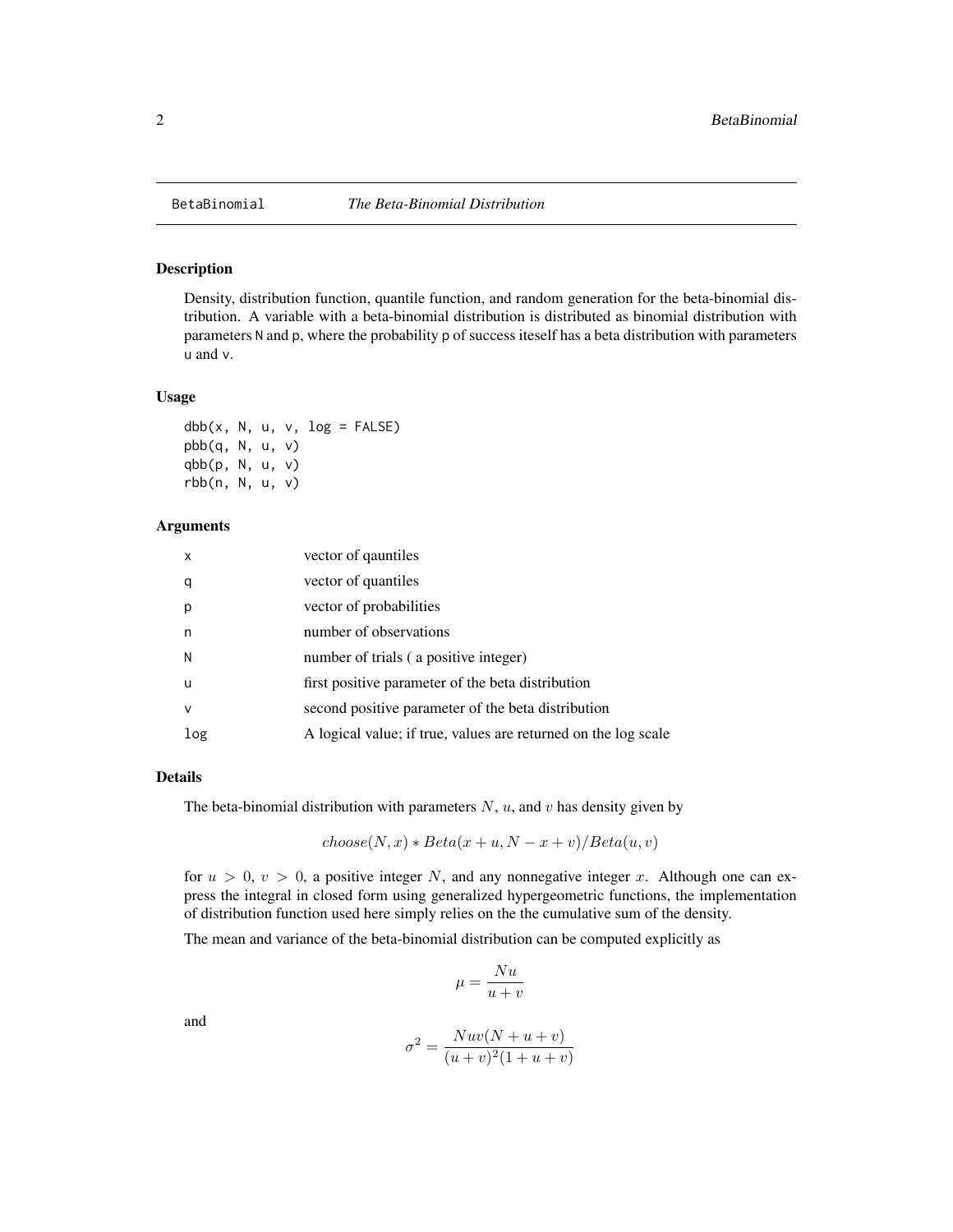## BetaBinomial *The Beta-Binomial Distribution*

### Description

Density, distribution function, quantile function, and random generation for the beta-binomial distribution. A variable with a beta-binomial distribution is distributed as binomial distribution with parameters N and p, where the probability p of success iteself has a beta distribution with parameters u and v.

### Usage

```
dbb(x, N, u, v, log = FALSE)
pbb(q, N, u, v)
qbb(p, N, u, v)
rbb(n, N, u, v)
```

### Arguments

| | |
|---|---|
| x | vector of qauntiles |
| q | vector of quantiles |
| p | vector of probabilities |
| n | number of observations |
| N | number of trials ( a positive integer) |
| u | first positive parameter of the beta distribution |
| v | second positive parameter of the beta distribution |
| log | A logical value; if true, values are returned on the log scale |

### Details

The beta-binomial distribution with parameters $N$, $u$, and $v$ has density given by

$$choose(N, x) * Beta(x + u, N - x + v)/Beta(u, v)$$

for $u > 0$, $v > 0$, a positive integer $N$, and any nonnegative integer $x$. Although one can express the integral in closed form using generalized hypergeometric functions, the implementation of distribution function used here simply relies on the the cumulative sum of the density.

The mean and variance of the beta-binomial distribution can be computed explicitly as

$$\mu = \frac{Nu}{u + v}$$

and

$$\sigma^2 = \frac{Nuv(N + u + v)}{(u + v)^2(1 + u + v)}$$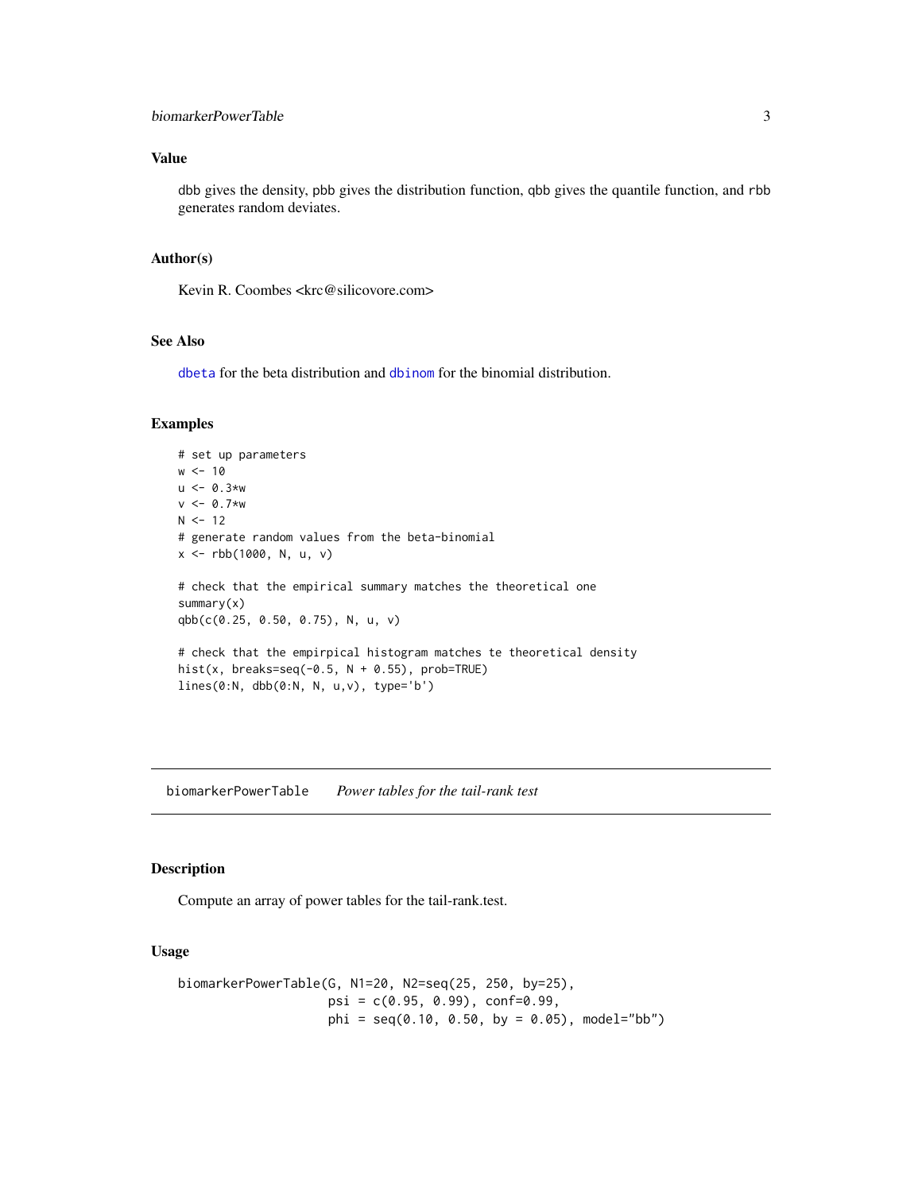## Value

dbb gives the density, pbb gives the distribution function, qbb gives the quantile function, and rbb generates random deviates.

## Author(s)

Kevin R. Coombes <krc@silicovore.com>

## See Also

dbeta for the beta distribution and dbinom for the binomial distribution.

## Examples

```
# set up parameters
w <- 10
u <- 0.3*w
v <- 0.7*w
N <- 12
# generate random values from the beta-binomial
x <- rbb(1000, N, u, v)

# check that the empirical summary matches the theoretical one
summary(x)
qbb(c(0.25, 0.50, 0.75), N, u, v)

# check that the empirpical histogram matches te theoretical density
hist(x, breaks=seq(-0.5, N + 0.55), prob=TRUE)
lines(0:N, dbb(0:N, N, u,v), type='b')
```

---

# biomarkerPowerTable *Power tables for the tail-rank test*

## Description

Compute an array of power tables for the tail-rank.test.

## Usage

```
biomarkerPowerTable(G, N1=20, N2=seq(25, 250, by=25),
                    psi = c(0.95, 0.99), conf=0.99,
                    phi = seq(0.10, 0.50, by = 0.05), model="bb")
```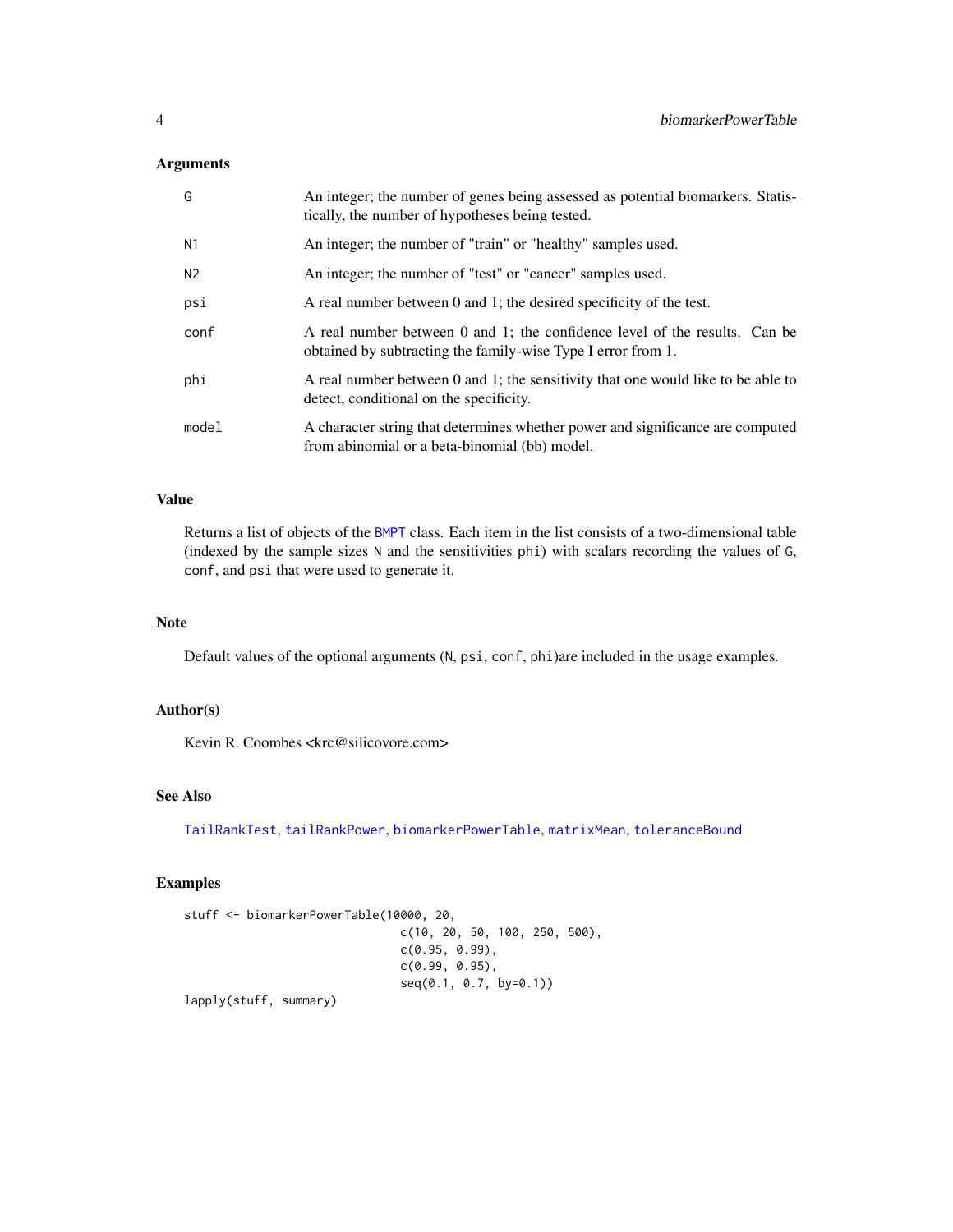### Arguments

| | |
|---|---|
| G | An integer; the number of genes being assessed as potential biomarkers. Statistically, the number of hypotheses being tested. |
| N1 | An integer; the number of "train" or "healthy" samples used. |
| N2 | An integer; the number of "test" or "cancer" samples used. |
| psi | A real number between 0 and 1; the desired specificity of the test. |
| conf | A real number between 0 and 1; the confidence level of the results. Can be obtained by subtracting the family-wise Type I error from 1. |
| phi | A real number between 0 and 1; the sensitivity that one would like to be able to detect, conditional on the specificity. |
| model | A character string that determines whether power and significance are computed from abinomial or a beta-binomial (bb) model. |

### Value

Returns a list of objects of the BMPT class. Each item in the list consists of a two-dimensional table (indexed by the sample sizes N and the sensitivities phi) with scalars recording the values of G, conf, and psi that were used to generate it.

### Note

Default values of the optional arguments (N, psi, conf, phi)are included in the usage examples.

### Author(s)

Kevin R. Coombes <krc@silicovore.com>

### See Also

TailRankTest, tailRankPower, biomarkerPowerTable, matrixMean, toleranceBound

### Examples

```
stuff <- biomarkerPowerTable(10000, 20,
                             c(10, 20, 50, 100, 250, 500),
                             c(0.95, 0.99),
                             c(0.99, 0.95),
                             seq(0.1, 0.7, by=0.1))
lapply(stuff, summary)
```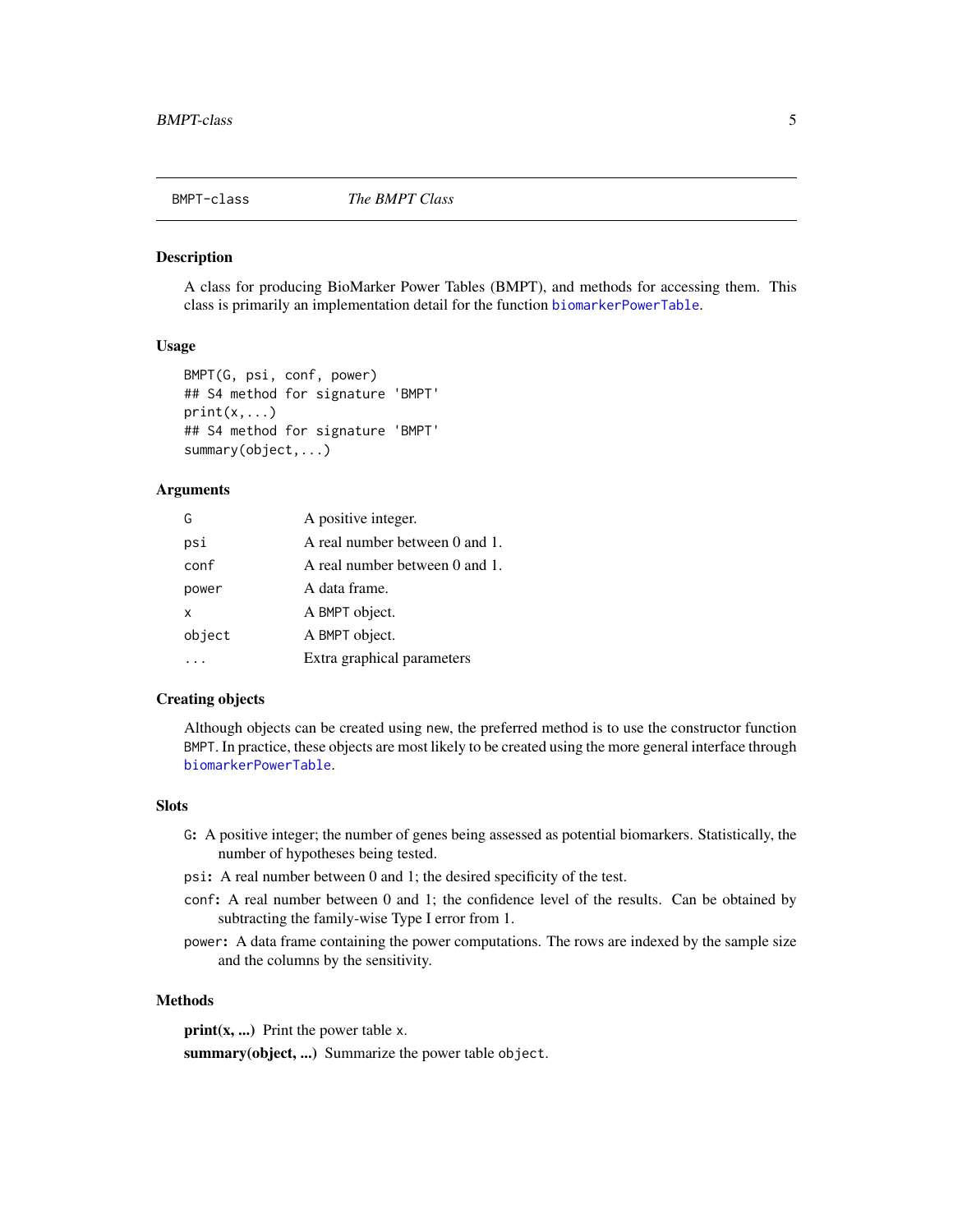BMPT-class *The BMPT Class*

## Description

A class for producing BioMarker Power Tables (BMPT), and methods for accessing them. This class is primarily an implementation detail for the function biomarkerPowerTable.

## Usage

```
BMPT(G, psi, conf, power)
## S4 method for signature 'BMPT'
print(x,...)
## S4 method for signature 'BMPT'
summary(object,...)
```

## Arguments

| | |
|---|---|
| G | A positive integer. |
| psi | A real number between 0 and 1. |
| conf | A real number between 0 and 1. |
| power | A data frame. |
| x | A BMPT object. |
| object | A BMPT object. |
| ... | Extra graphical parameters |

## Creating objects

Although objects can be created using `new`, the preferred method is to use the constructor function `BMPT`. In practice, these objects are most likely to be created using the more general interface through biomarkerPowerTable.

## Slots

- `G`: A positive integer; the number of genes being assessed as potential biomarkers. Statistically, the number of hypotheses being tested.
- `psi`: A real number between 0 and 1; the desired specificity of the test.
- `conf`: A real number between 0 and 1; the confidence level of the results. Can be obtained by subtracting the family-wise Type I error from 1.
- `power`: A data frame containing the power computations. The rows are indexed by the sample size and the columns by the sensitivity.

## Methods

**print(x, ...)** Print the power table `x`.

**summary(object, ...)** Summarize the power table `object`.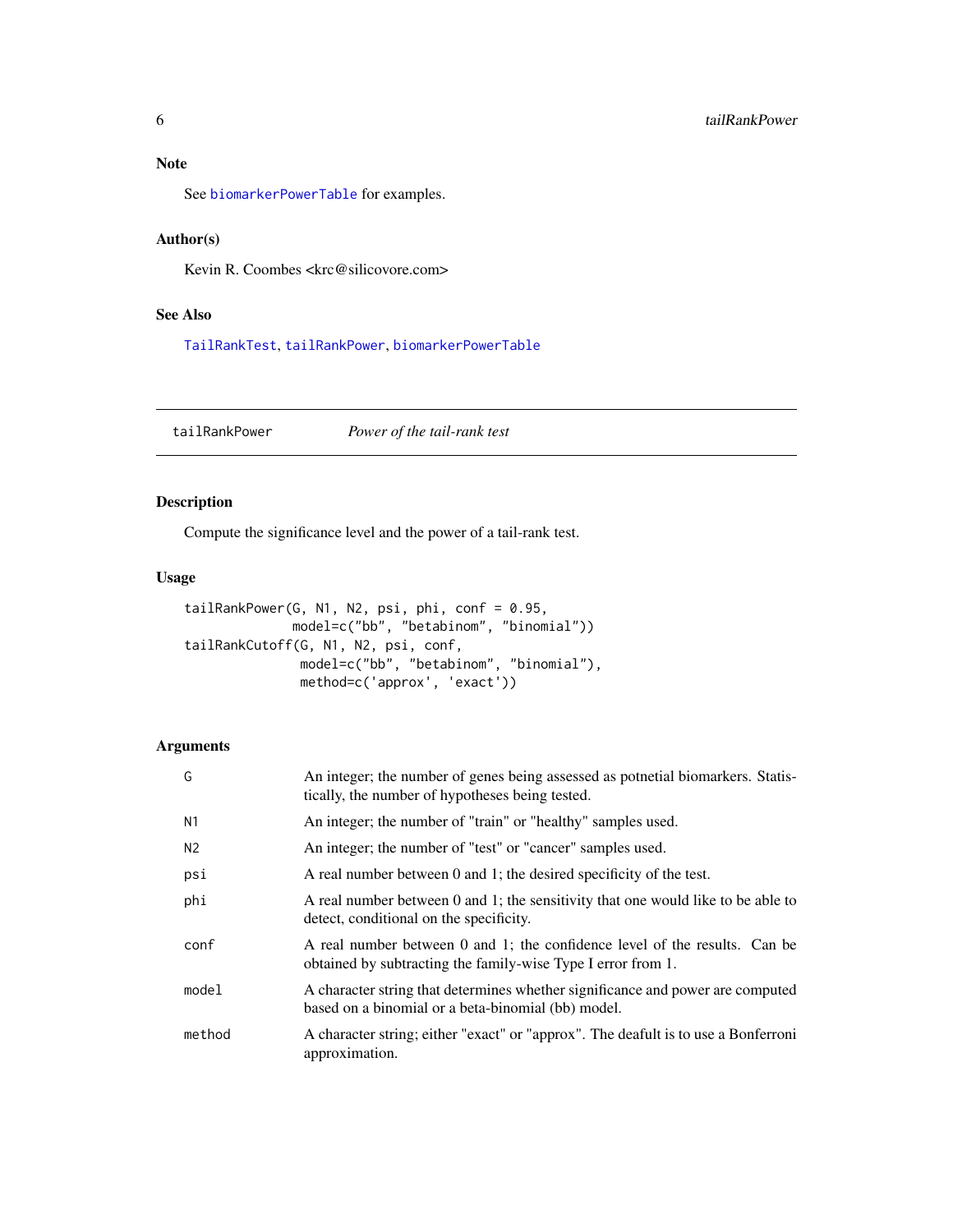## Note

See biomarkerPowerTable for examples.

## Author(s)

Kevin R. Coombes <krc@silicovore.com>

## See Also

TailRankTest, tailRankPower, biomarkerPowerTable

---

# tailRankPower *Power of the tail-rank test*

## Description

Compute the significance level and the power of a tail-rank test.

## Usage

```
tailRankPower(G, N1, N2, psi, phi, conf = 0.95,
              model=c("bb", "betabinom", "binomial"))
tailRankCutoff(G, N1, N2, psi, conf,
               model=c("bb", "betabinom", "binomial"),
               method=c('approx', 'exact'))
```

## Arguments

| | |
|---|---|
| G | An integer; the number of genes being assessed as potnetial biomarkers. Statistically, the number of hypotheses being tested. |
| N1 | An integer; the number of "train" or "healthy" samples used. |
| N2 | An integer; the number of "test" or "cancer" samples used. |
| psi | A real number between 0 and 1; the desired specificity of the test. |
| phi | A real number between 0 and 1; the sensitivity that one would like to be able to detect, conditional on the specificity. |
| conf | A real number between 0 and 1; the confidence level of the results. Can be obtained by subtracting the family-wise Type I error from 1. |
| model | A character string that determines whether significance and power are computed based on a binomial or a beta-binomial (bb) model. |
| method | A character string; either "exact" or "approx". The deafult is to use a Bonferroni approximation. |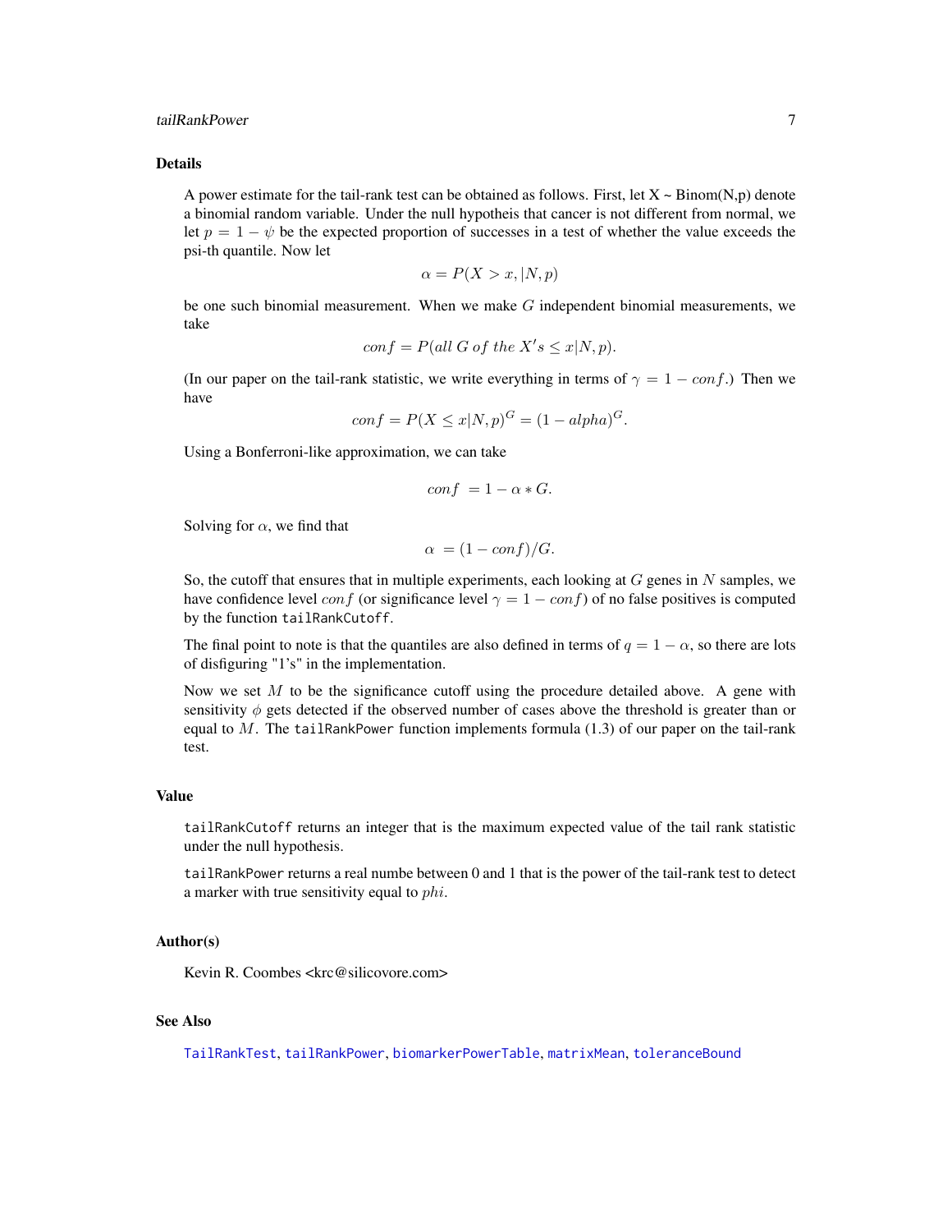## Details

A power estimate for the tail-rank test can be obtained as follows. First, let X ~ Binom(N,p) denote a binomial random variable. Under the null hypotheis that cancer is not different from normal, we let $p = 1 - \psi$ be the expected proportion of successes in a test of whether the value exceeds the psi-th quantile. Now let

$$\alpha = P(X > x, |N, p)$$

be one such binomial measurement. When we make $G$ independent binomial measurements, we take

$$conf = P(all\ G\ of\ the\ X's \leq x|N, p).$$

(In our paper on the tail-rank statistic, we write everything in terms of $\gamma = 1 - conf$.) Then we have

$$conf = P(X \leq x|N, p)^G = (1 - alpha)^G.$$

Using a Bonferroni-like approximation, we can take

$$conf\ = 1 - \alpha * G.$$

Solving for $\alpha$, we find that

$$\alpha\ = (1 - conf)/G.$$

So, the cutoff that ensures that in multiple experiments, each looking at $G$ genes in $N$ samples, we have confidence level $conf$ (or significance level $\gamma = 1 - conf$) of no false positives is computed by the function `tailRankCutoff`.

The final point to note is that the quantiles are also defined in terms of $q = 1 - \alpha$, so there are lots of disfiguring "1's" in the implementation.

Now we set $M$ to be the significance cutoff using the procedure detailed above. A gene with sensitivity $\phi$ gets detected if the observed number of cases above the threshold is greater than or equal to $M$. The `tailRankPower` function implements formula (1.3) of our paper on the tail-rank test.

## Value

`tailRankCutoff` returns an integer that is the maximum expected value of the tail rank statistic under the null hypothesis.

`tailRankPower` returns a real numbe between 0 and 1 that is the power of the tail-rank test to detect a marker with true sensitivity equal to $phi$.

## Author(s)

Kevin R. Coombes <krc@silicovore.com>

## See Also

TailRankTest, tailRankPower, biomarkerPowerTable, matrixMean, toleranceBound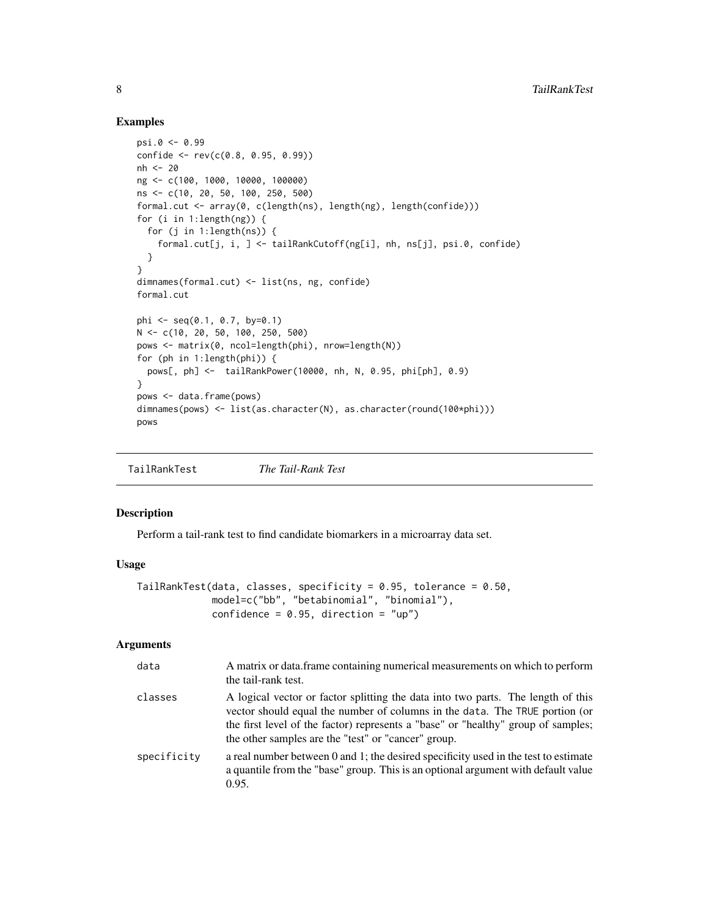## Examples

```
psi.0 <- 0.99
confide <- rev(c(0.8, 0.95, 0.99))
nh <- 20
ng <- c(100, 1000, 10000, 100000)
ns <- c(10, 20, 50, 100, 250, 500)
formal.cut <- array(0, c(length(ns), length(ng), length(confide)))
for (i in 1:length(ng)) {
  for (j in 1:length(ns)) {
    formal.cut[j, i, ] <- tailRankCutoff(ng[i], nh, ns[j], psi.0, confide)
  }
}
dimnames(formal.cut) <- list(ns, ng, confide)
formal.cut

phi <- seq(0.1, 0.7, by=0.1)
N <- c(10, 20, 50, 100, 250, 500)
pows <- matrix(0, ncol=length(phi), nrow=length(N))
for (ph in 1:length(phi)) {
  pows[, ph] <-  tailRankPower(10000, nh, N, 0.95, phi[ph], 0.9)
}
pows <- data.frame(pows)
dimnames(pows) <- list(as.character(N), as.character(round(100*phi)))
pows
```

---

TailRankTest &nbsp;&nbsp;&nbsp;&nbsp; *The Tail-Rank Test*

---

## Description

Perform a tail-rank test to find candidate biomarkers in a microarray data set.

## Usage

```
TailRankTest(data, classes, specificity = 0.95, tolerance = 0.50,
             model=c("bb", "betabinomial", "binomial"),
             confidence = 0.95, direction = "up")
```

## Arguments

| | |
|---|---|
| `data` | A matrix or data.frame containing numerical measurements on which to perform the tail-rank test. |
| `classes` | A logical vector or factor splitting the data into two parts. The length of this vector should equal the number of columns in the `data`. The `TRUE` portion (or the first level of the factor) represents a "base" or "healthy" group of samples; the other samples are the "test" or "cancer" group. |
| `specificity` | a real number between 0 and 1; the desired specificity used in the test to estimate a quantile from the "base" group. This is an optional argument with default value 0.95. |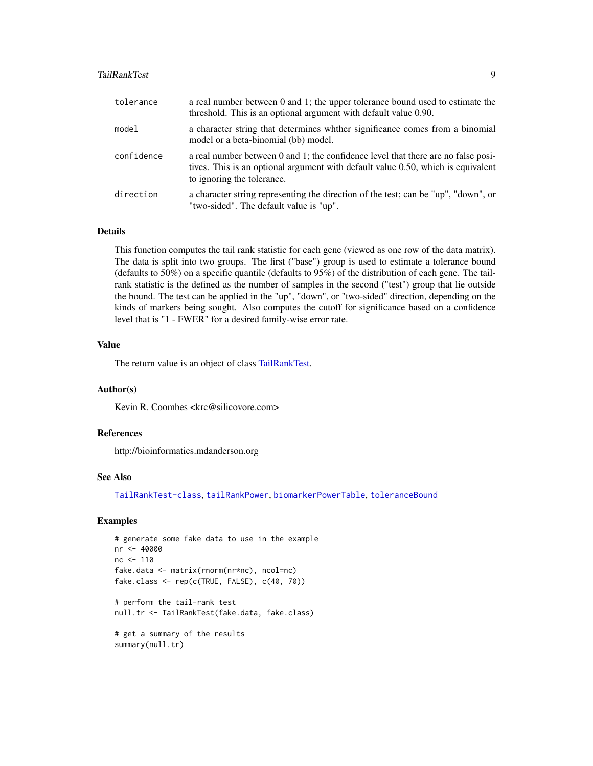| | |
|---|---|
| tolerance | a real number between 0 and 1; the upper tolerance bound used to estimate the threshold. This is an optional argument with default value 0.90. |
| model | a character string that determines whther significance comes from a binomial model or a beta-binomial (bb) model. |
| confidence | a real number between 0 and 1; the confidence level that there are no false positives. This is an optional argument with default value 0.50, which is equivalent to ignoring the tolerance. |
| direction | a character string representing the direction of the test; can be "up", "down", or "two-sided". The default value is "up". |

## Details

This function computes the tail rank statistic for each gene (viewed as one row of the data matrix). The data is split into two groups. The first ("base") group is used to estimate a tolerance bound (defaults to 50%) on a specific quantile (defaults to 95%) of the distribution of each gene. The tail-rank statistic is the defined as the number of samples in the second ("test") group that lie outside the bound. The test can be applied in the "up", "down", or "two-sided" direction, depending on the kinds of markers being sought. Also computes the cutoff for significance based on a confidence level that is "1 - FWER" for a desired family-wise error rate.

## Value

The return value is an object of class TailRankTest.

## Author(s)

Kevin R. Coombes <krc@silicovore.com>

## References

http://bioinformatics.mdanderson.org

## See Also

`TailRankTest-class`, `tailRankPower`, `biomarkerPowerTable`, `toleranceBound`

## Examples

```
# generate some fake data to use in the example
nr <- 40000
nc <- 110
fake.data <- matrix(rnorm(nr*nc), ncol=nc)
fake.class <- rep(c(TRUE, FALSE), c(40, 70))

# perform the tail-rank test
null.tr <- TailRankTest(fake.data, fake.class)

# get a summary of the results
summary(null.tr)
```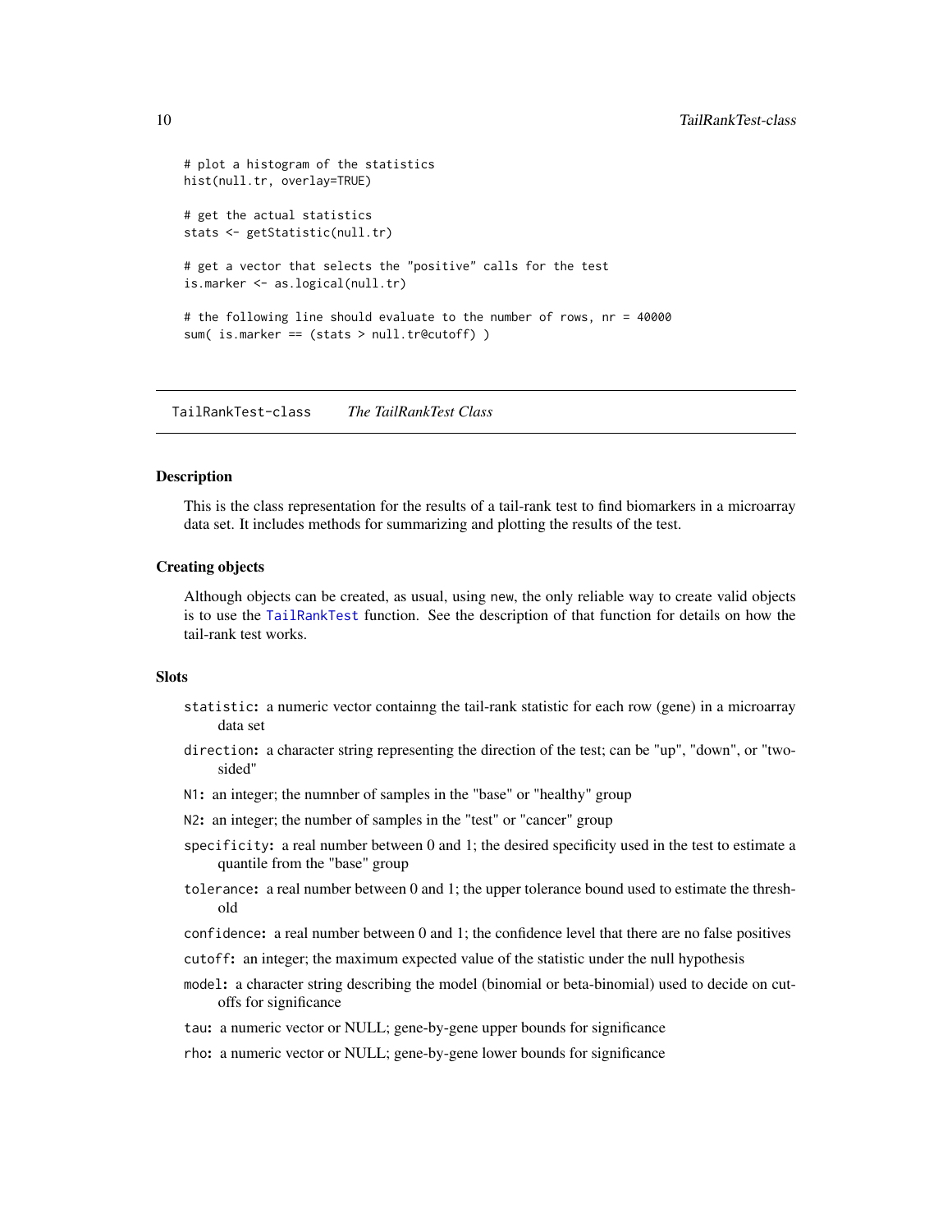```
# plot a histogram of the statistics
hist(null.tr, overlay=TRUE)

# get the actual statistics
stats <- getStatistic(null.tr)

# get a vector that selects the "positive" calls for the test
is.marker <- as.logical(null.tr)

# the following line should evaluate to the number of rows, nr = 40000
sum( is.marker == (stats > null.tr@cutoff) )
```

---

## TailRankTest-class *The TailRankTest Class*

---

### Description

This is the class representation for the results of a tail-rank test to find biomarkers in a microarray data set. It includes methods for summarizing and plotting the results of the test.

### Creating objects

Although objects can be created, as usual, using `new`, the only reliable way to create valid objects is to use the `TailRankTest` function. See the description of that function for details on how the tail-rank test works.

### Slots

- **`statistic`:** a numeric vector containng the tail-rank statistic for each row (gene) in a microarray data set
- **`direction`:** a character string representing the direction of the test; can be "up", "down", or "two-sided"
- **`N1`:** an integer; the numnber of samples in the "base" or "healthy" group
- **`N2`:** an integer; the number of samples in the "test" or "cancer" group
- **`specificity`:** a real number between 0 and 1; the desired specificity used in the test to estimate a quantile from the "base" group
- **`tolerance`:** a real number between 0 and 1; the upper tolerance bound used to estimate the threshold
- **`confidence`:** a real number between 0 and 1; the confidence level that there are no false positives
- **`cutoff`:** an integer; the maximum expected value of the statistic under the null hypothesis
- **`model`:** a character string describing the model (binomial or beta-binomial) used to decide on cutoffs for significance
- **`tau`:** a numeric vector or NULL; gene-by-gene upper bounds for significance
- **`rho`:** a numeric vector or NULL; gene-by-gene lower bounds for significance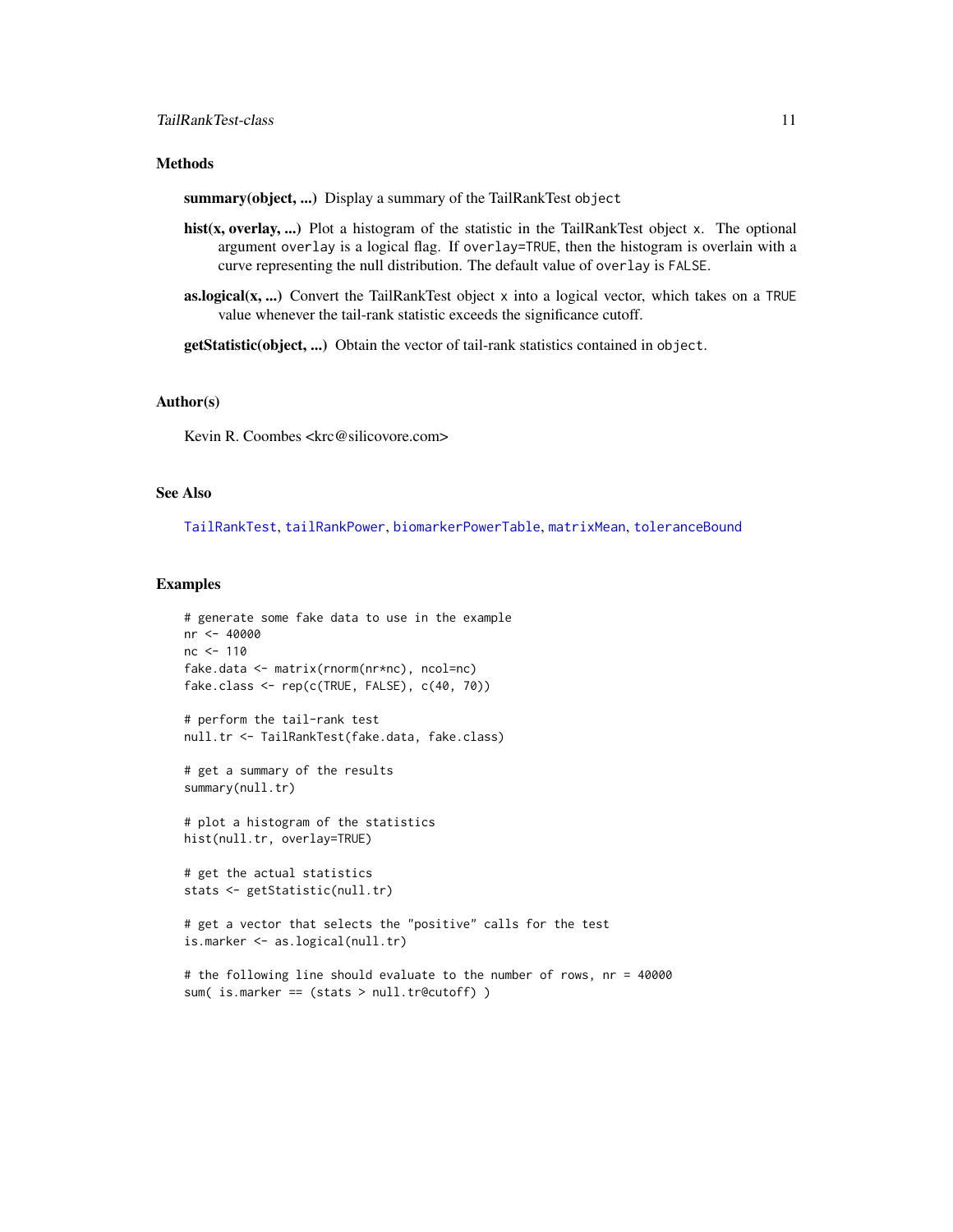### Methods

**summary(object, ...)** Display a summary of the TailRankTest `object`

**hist(x, overlay, ...)** Plot a histogram of the statistic in the TailRankTest object `x`. The optional argument `overlay` is a logical flag. If `overlay=TRUE`, then the histogram is overlain with a curve representing the null distribution. The default value of `overlay` is `FALSE`.

**as.logical(x, ...)** Convert the TailRankTest object `x` into a logical vector, which takes on a `TRUE` value whenever the tail-rank statistic exceeds the significance cutoff.

**getStatistic(object, ...)** Obtain the vector of tail-rank statistics contained in `object`.

### Author(s)

Kevin R. Coombes <krc@silicovore.com>

### See Also

`TailRankTest`, `tailRankPower`, `biomarkerPowerTable`, `matrixMean`, `toleranceBound`

### Examples

```
# generate some fake data to use in the example
nr <- 40000
nc <- 110
fake.data <- matrix(rnorm(nr*nc), ncol=nc)
fake.class <- rep(c(TRUE, FALSE), c(40, 70))

# perform the tail-rank test
null.tr <- TailRankTest(fake.data, fake.class)

# get a summary of the results
summary(null.tr)

# plot a histogram of the statistics
hist(null.tr, overlay=TRUE)

# get the actual statistics
stats <- getStatistic(null.tr)

# get a vector that selects the "positive" calls for the test
is.marker <- as.logical(null.tr)

# the following line should evaluate to the number of rows, nr = 40000
sum( is.marker == (stats > null.tr@cutoff) )
```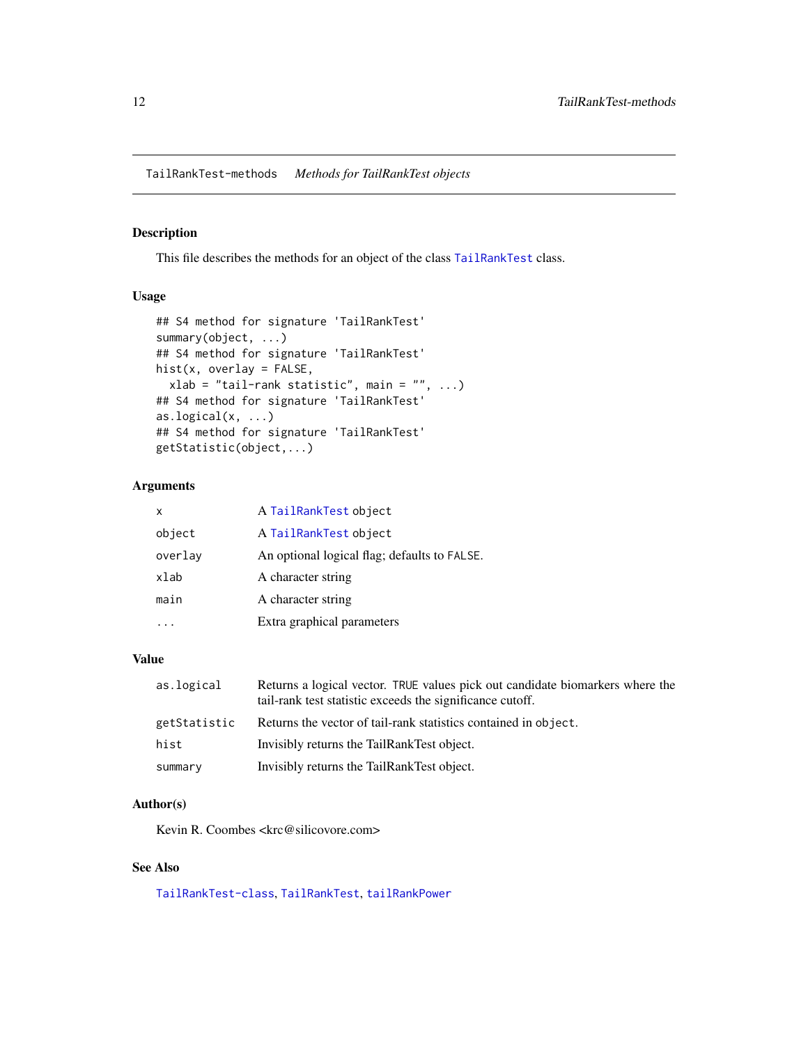TailRankTest-methods *Methods for TailRankTest objects*

## Description

This file describes the methods for an object of the class `TailRankTest` class.

## Usage

```
## S4 method for signature 'TailRankTest'
summary(object, ...)
## S4 method for signature 'TailRankTest'
hist(x, overlay = FALSE,
  xlab = "tail-rank statistic", main = "", ...)
## S4 method for signature 'TailRankTest'
as.logical(x, ...)
## S4 method for signature 'TailRankTest'
getStatistic(object,...)
```

## Arguments

| | |
|---|---|
| `x` | A `TailRankTest` object |
| `object` | A `TailRankTest` object |
| `overlay` | An optional logical flag; defaults to `FALSE`. |
| `xlab` | A character string |
| `main` | A character string |
| `...` | Extra graphical parameters |

## Value

| | |
|---|---|
| `as.logical` | Returns a logical vector. `TRUE` values pick out candidate biomarkers where the tail-rank test statistic exceeds the significance cutoff. |
| `getStatistic` | Returns the vector of tail-rank statistics contained in `object`. |
| `hist` | Invisibly returns the TailRankTest object. |
| `summary` | Invisibly returns the TailRankTest object. |

## Author(s)

Kevin R. Coombes <krc@silicovore.com>

## See Also

`TailRankTest-class`, `TailRankTest`, `tailRankPower`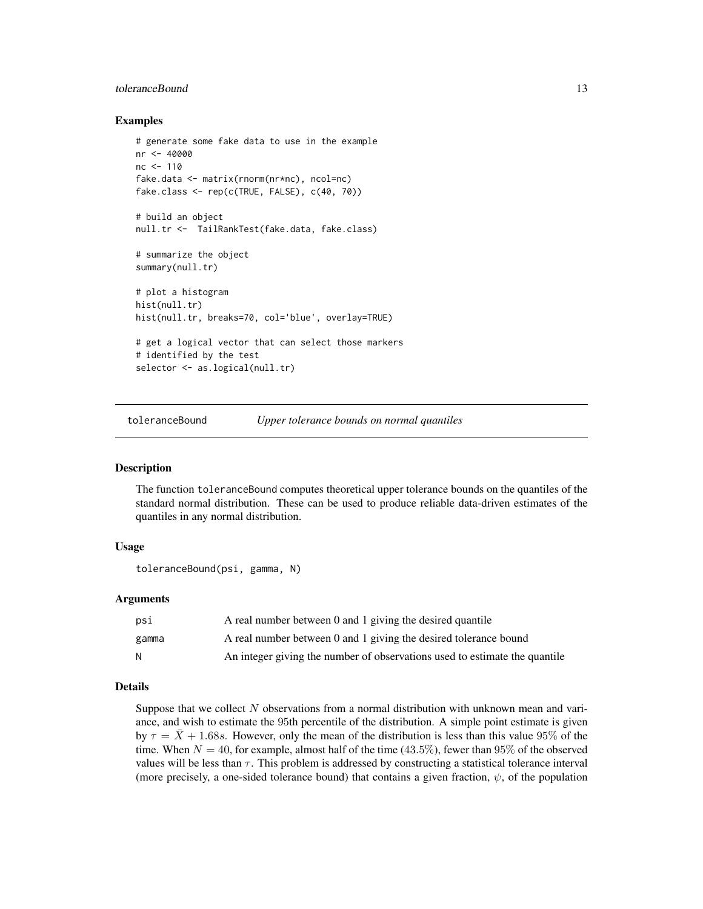### Examples

```
# generate some fake data to use in the example
nr <- 40000
nc <- 110
fake.data <- matrix(rnorm(nr*nc), ncol=nc)
fake.class <- rep(c(TRUE, FALSE), c(40, 70))

# build an object
null.tr <-  TailRankTest(fake.data, fake.class)

# summarize the object
summary(null.tr)

# plot a histogram
hist(null.tr)
hist(null.tr, breaks=70, col='blue', overlay=TRUE)

# get a logical vector that can select those markers
# identified by the test
selector <- as.logical(null.tr)
```

---

## toleranceBound — *Upper tolerance bounds on normal quantiles*

### Description

The function `toleranceBound` computes theoretical upper tolerance bounds on the quantiles of the standard normal distribution. These can be used to produce reliable data-driven estimates of the quantiles in any normal distribution.

### Usage

```
toleranceBound(psi, gamma, N)
```

### Arguments

| | |
|---|---|
| psi | A real number between 0 and 1 giving the desired quantile |
| gamma | A real number between 0 and 1 giving the desired tolerance bound |
| N | An integer giving the number of observations used to estimate the quantile |

### Details

Suppose that we collect $N$ observations from a normal distribution with unknown mean and variance, and wish to estimate the 95th percentile of the distribution. A simple point estimate is given by $\tau = \bar{X} + 1.68s$. However, only the mean of the distribution is less than this value $95\%$ of the time. When $N = 40$, for example, almost half of the time ($43.5\%$), fewer than $95\%$ of the observed values will be less than $\tau$. This problem is addressed by constructing a statistical tolerance interval (more precisely, a one-sided tolerance bound) that contains a given fraction, $\psi$, of the population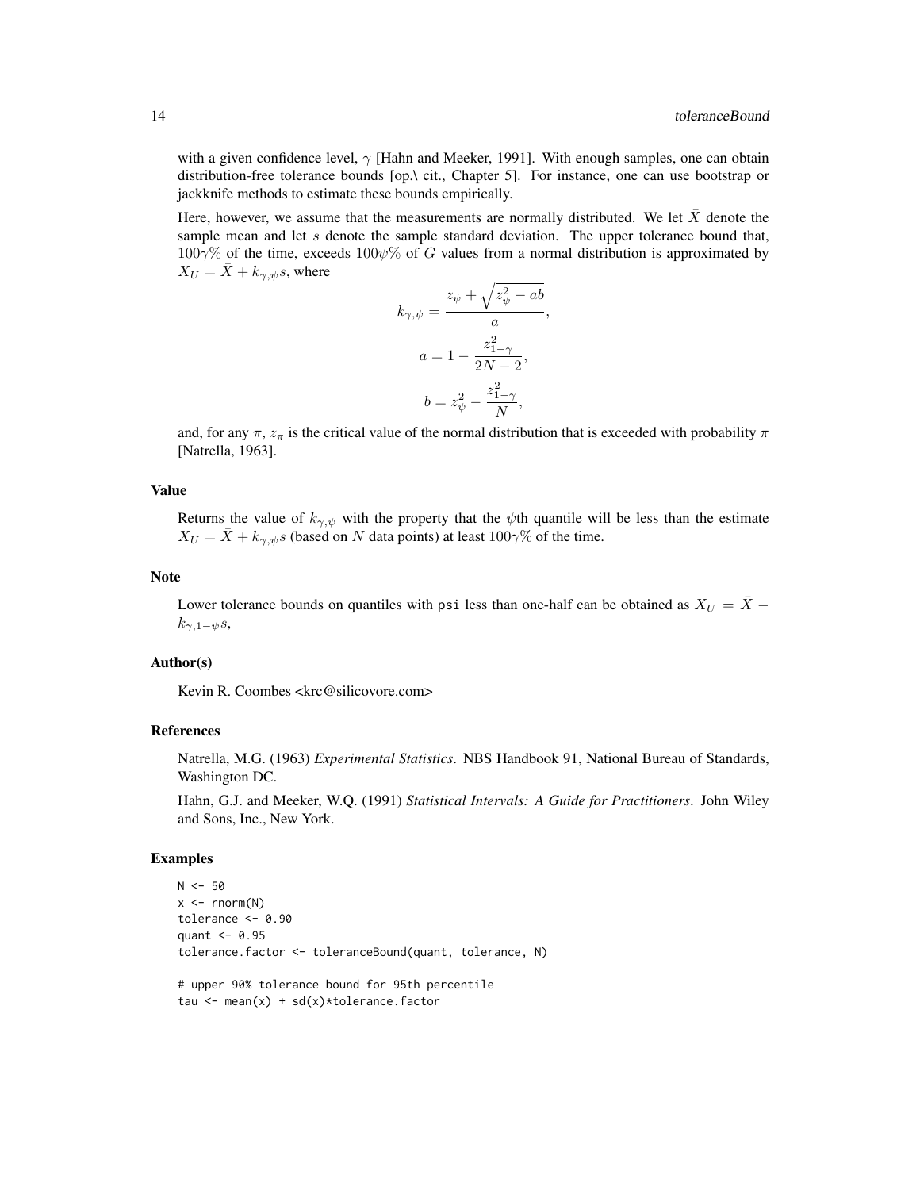with a given confidence level, $\gamma$ [Hahn and Meeker, 1991]. With enough samples, one can obtain distribution-free tolerance bounds [op.\ cit., Chapter 5]. For instance, one can use bootstrap or jackknife methods to estimate these bounds empirically.

Here, however, we assume that the measurements are normally distributed. We let $\bar{X}$ denote the sample mean and let $s$ denote the sample standard deviation. The upper tolerance bound that, $100\gamma\%$ of the time, exceeds $100\psi\%$ of $G$ values from a normal distribution is approximated by $X_U = \bar{X} + k_{\gamma,\psi} s$, where

$$k_{\gamma,\psi} = \frac{z_\psi + \sqrt{z_\psi^2 - ab}}{a},$$

$$a = 1 - \frac{z_{1-\gamma}^2}{2N - 2},$$

$$b = z_\psi^2 - \frac{z_{1-\gamma}^2}{N},$$

and, for any $\pi$, $z_\pi$ is the critical value of the normal distribution that is exceeded with probability $\pi$ [Natrella, 1963].

### Value

Returns the value of $k_{\gamma,\psi}$ with the property that the $\psi$th quantile will be less than the estimate $X_U = \bar{X} + k_{\gamma,\psi} s$ (based on $N$ data points) at least $100\gamma\%$ of the time.

### Note

Lower tolerance bounds on quantiles with psi less than one-half can be obtained as $X_U = \bar{X} - k_{\gamma,1-\psi} s$,

### Author(s)

Kevin R. Coombes <krc@silicovore.com>

### References

Natrella, M.G. (1963) *Experimental Statistics*. NBS Handbook 91, National Bureau of Standards, Washington DC.

Hahn, G.J. and Meeker, W.Q. (1991) *Statistical Intervals: A Guide for Practitioners*. John Wiley and Sons, Inc., New York.

### Examples

```
N <- 50
x <- rnorm(N)
tolerance <- 0.90
quant <- 0.95
tolerance.factor <- toleranceBound(quant, tolerance, N)

# upper 90% tolerance bound for 95th percentile
tau <- mean(x) + sd(x)*tolerance.factor
```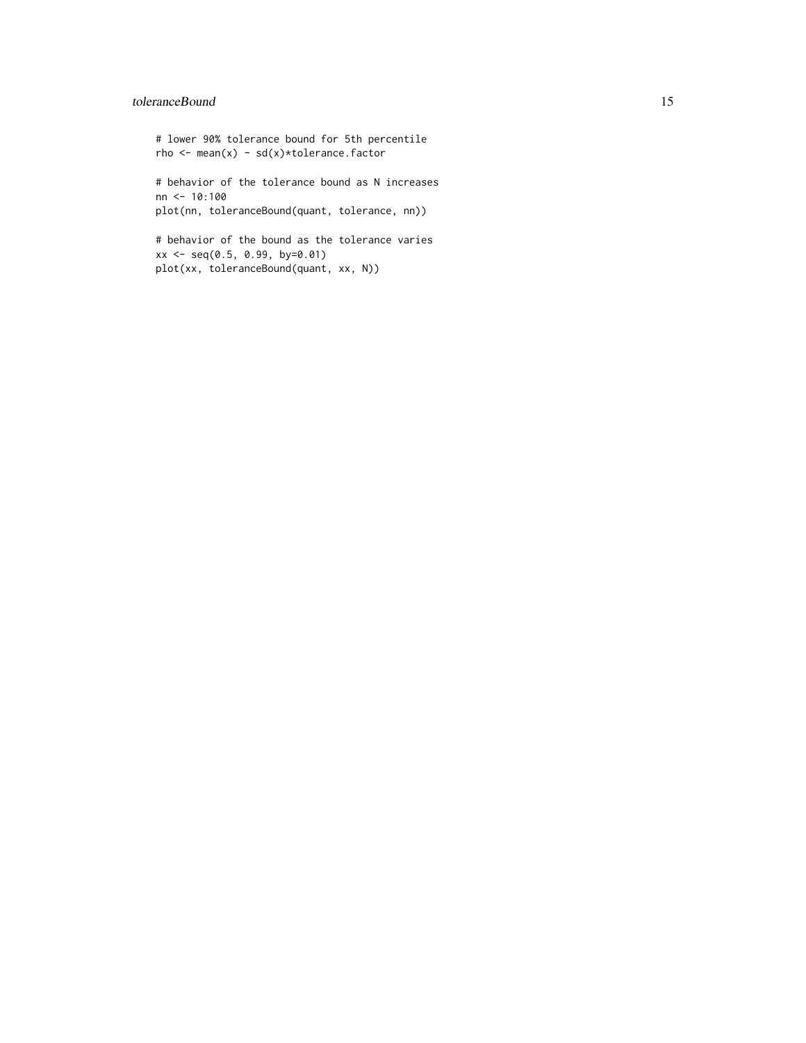```
# lower 90% tolerance bound for 5th percentile
rho <- mean(x) - sd(x)*tolerance.factor

# behavior of the tolerance bound as N increases
nn <- 10:100
plot(nn, toleranceBound(quant, tolerance, nn))

# behavior of the bound as the tolerance varies
xx <- seq(0.5, 0.99, by=0.01)
plot(xx, toleranceBound(quant, xx, N))
```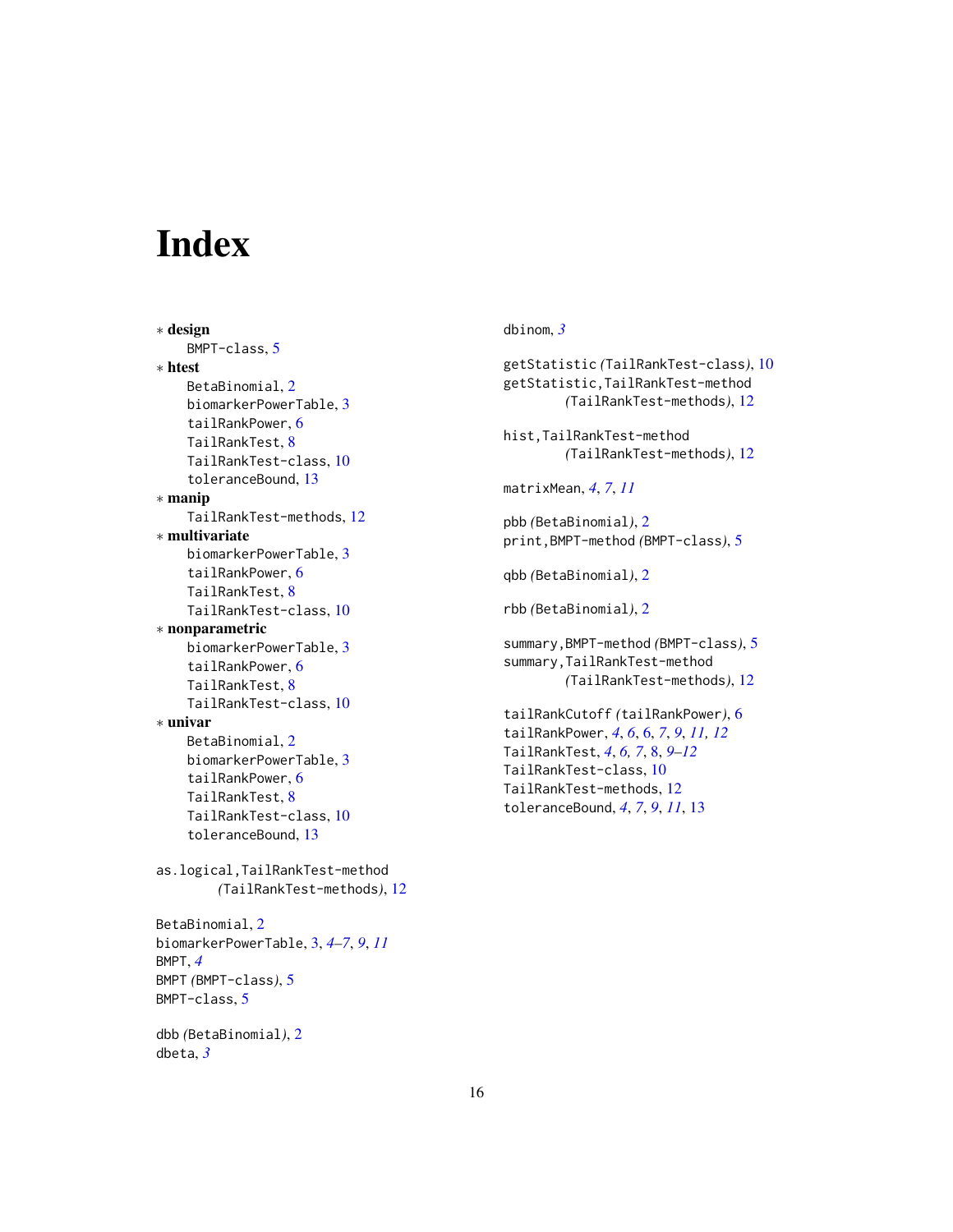# Index

∗ **design**
BMPT-class, 5

∗ **htest**
BetaBinomial, 2
biomarkerPowerTable, 3
tailRankPower, 6
TailRankTest, 8
TailRankTest-class, 10
toleranceBound, 13

∗ **manip**
TailRankTest-methods, 12

∗ **multivariate**
biomarkerPowerTable, 3
tailRankPower, 6
TailRankTest, 8
TailRankTest-class, 10

∗ **nonparametric**
biomarkerPowerTable, 3
tailRankPower, 6
TailRankTest, 8
TailRankTest-class, 10

∗ **univar**
BetaBinomial, 2
biomarkerPowerTable, 3
tailRankPower, 6
TailRankTest, 8
TailRankTest-class, 10
toleranceBound, 13

as.logical,TailRankTest-method *(*TailRankTest-methods*)*, 12

BetaBinomial, 2
biomarkerPowerTable, 3, *4–7*, *9*, *11*
BMPT, *4*
BMPT *(*BMPT-class*)*, 5
BMPT-class, 5

dbb *(*BetaBinomial*)*, 2
dbeta, *3*
dbinom, *3*

getStatistic *(*TailRankTest-class*)*, 10
getStatistic,TailRankTest-method *(*TailRankTest-methods*)*, 12

hist,TailRankTest-method *(*TailRankTest-methods*)*, 12

matrixMean, *4*, *7*, *11*

pbb *(*BetaBinomial*)*, 2
print,BMPT-method *(*BMPT-class*)*, 5

qbb *(*BetaBinomial*)*, 2

rbb *(*BetaBinomial*)*, 2

summary,BMPT-method *(*BMPT-class*)*, 5
summary,TailRankTest-method *(*TailRankTest-methods*)*, 12

tailRankCutoff *(*tailRankPower*)*, 6
tailRankPower, *4*, *6*, 6, *7*, *9*, *11*, *12*
TailRankTest, *4*, *6*, *7*, 8, *9–12*
TailRankTest-class, 10
TailRankTest-methods, 12
toleranceBound, *4*, *7*, *9*, *11*, 13